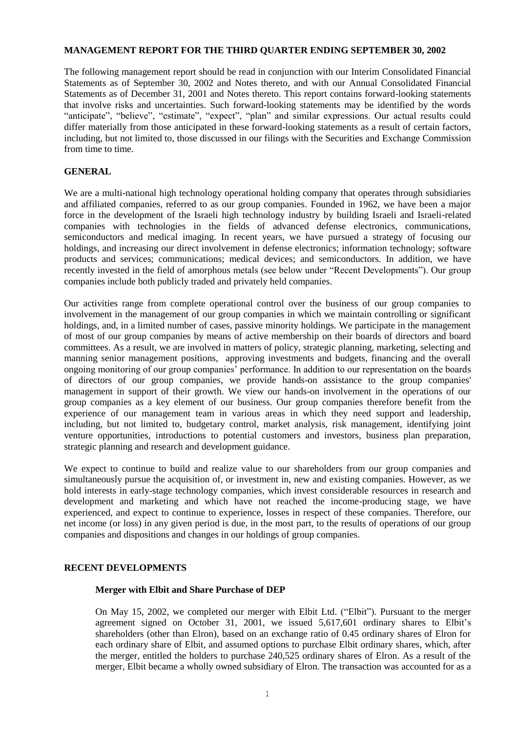# MANAGEMENT REPORT FOR THE THIRD QUARTER ENDING SEPTEMBER 30, 2002

The following management report should be read in conjunction with our Interim Consolidated Financial Statements as of September 30, 2002 and Notes thereto, and with our Annual Consolidated Financial Statements as of December 31, 2001 and Notes thereto. This report contains forward-looking statements that involve risks and uncertainties. Such forward-looking statements may be identified by the words "anticipate", "believe", "estimate", "expect", "plan" and similar expressions. Our actual results could differ materially from those anticipated in these forward-looking statements as a result of certain factors, including, but not limited to, those discussed in our filings with the Securities and Exchange Commission from time to time.

## GENERAL

We are a multi-national high technology operational holding company that operates through subsidiaries and affiliated companies, referred to as our group companies. Founded in 1962, we have been a major force in the development of the Israeli high technology industry by building Israeli and Israeli-related companies with technologies in the fields of advanced defense electronics, communications, semiconductors and medical imaging. In recent years, we have pursued a strategy of focusing our holdings, and increasing our direct involvement in defense electronics; information technology; software products and services; communications; medical devices; and semiconductors. In addition, we have recently invested in the field of amorphous metals (see below under "Recent Developments"). Our group companies include both publicly traded and privately held companies.

Our activities range from complete operational control over the business of our group companies to involvement in the management of our group companies in which we maintain controlling or significant holdings, and, in a limited number of cases, passive minority holdings. We participate in the management of most of our group companies by means of active membership on their boards of directors and board committees. As a result, we are involved in matters of policy, strategic planning, marketing, selecting and manning senior management positions, approving investments and budgets, financing and the overall ongoing monitoring of our group companies' performance. In addition to our representation on the boards of directors of our group companies, we provide hands-on assistance to the group companies' management in support of their growth. We view our hands-on involvement in the operations of our group companies as a key element of our business. Our group companies therefore benefit from the experience of our management team in various areas in which they need support and leadership, including, but not limited to, budgetary control, market analysis, risk management, identifying joint venture opportunities, introductions to potential customers and investors, business plan preparation, strategic planning and research and development guidance.

We expect to continue to build and realize value to our shareholders from our group companies and simultaneously pursue the acquisition of, or investment in, new and existing companies. However, as we hold interests in early-stage technology companies, which invest considerable resources in research and development and marketing and which have not reached the income-producing stage, we have experienced, and expect to continue to experience, losses in respect of these companies. Therefore, our net income (or loss) in any given period is due, in the most part, to the results of operations of our group companies and dispositions and changes in our holdings of group companies.

## RECENT DEVELOPMENTS

### Merger with Elbit and Share Purchase of DEP

On May 15, 2002, we completed our merger with Elbit Ltd. ("Elbit"). Pursuant to the merger agreement signed on October 31, 2001, we issued 5,617,601 ordinary shares to Elbit's shareholders (other than Elron), based on an exchange ratio of 0.45 ordinary shares of Elron for each ordinary share of Elbit, and assumed options to purchase Elbit ordinary shares, which, after the merger, entitled the holders to purchase 240,525 ordinary shares of Elron. As a result of the merger, Elbit became a wholly owned subsidiary of Elron. The transaction was accounted for as a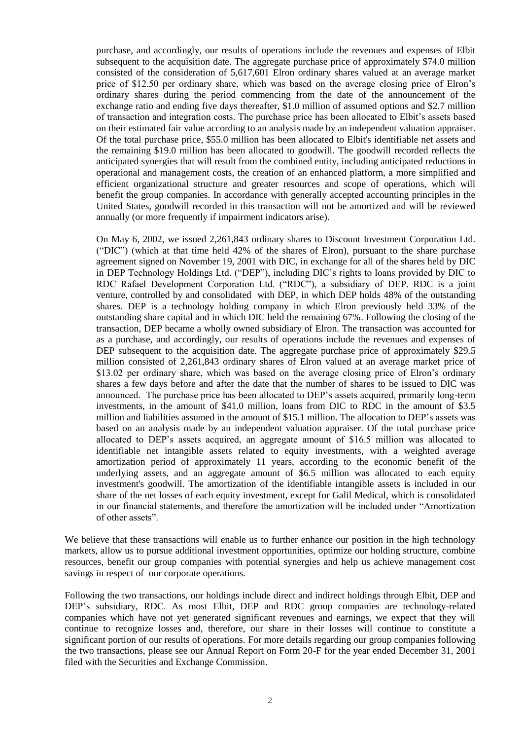purchase, and accordingly, our results of operations include the revenues and expenses of Elbit subsequent to the acquisition date. The aggregate purchase price of approximately $74.0 million consisted of the consideration of 5,617,601 Elron ordinary shares valued at an average market price of $12.50 per ordinary share, which was based on the average closing price of Elron's ordinary shares during the period commencing from the date of the announcement of the exchange ratio and ending five days thereafter, $1.0 million of assumed options and $2.7 million of transaction and integration costs. The purchase price has been allocated to Elbit's assets based on their estimated fair value according to an analysis made by an independent valuation appraiser. Of the total purchase price, $55.0 million has been allocated to Elbit's identifiable net assets and the remaining $19.0 million has been allocated to goodwill. The goodwill recorded reflects the anticipated synergies that will result from the combined entity, including anticipated reductions in operational and management costs, the creation of an enhanced platform, a more simplified and efficient organizational structure and greater resources and scope of operations, which will benefit the group companies. In accordance with generally accepted accounting principles in the United States, goodwill recorded in this transaction will not be amortized and will be reviewed annually (or more frequently if impairment indicators arise).

On May 6, 2002, we issued 2,261,843 ordinary shares to Discount Investment Corporation Ltd. ("DIC") (which at that time held 42% of the shares of Elron), pursuant to the share purchase agreement signed on November 19, 2001 with DIC, in exchange for all of the shares held by DIC in DEP Technology Holdings Ltd. ("DEP"), including DIC's rights to loans provided by DIC to RDC Rafael Development Corporation Ltd. ("RDC"), a subsidiary of DEP. RDC is a joint venture, controlled by and consolidated with DEP, in which DEP holds 48% of the outstanding shares. DEP is a technology holding company in which Elron previously held 33% of the outstanding share capital and in which DIC held the remaining 67%. Following the closing of the transaction, DEP became a wholly owned subsidiary of Elron. The transaction was accounted for as a purchase, and accordingly, our results of operations include the revenues and expenses of DEP subsequent to the acquisition date. The aggregate purchase price of approximately $29.5 million consisted of 2,261,843 ordinary shares of Elron valued at an average market price of $13.02 per ordinary share, which was based on the average closing price of Elron's ordinary shares a few days before and after the date that the number of shares to be issued to DIC was announced. The purchase price has been allocated to DEP's assets acquired, primarily long-term investments, in the amount of $41.0 million, loans from DIC to RDC in the amount of $3.5 million and liabilities assumed in the amount of $15.1 million. The allocation to DEP's assets was based on an analysis made by an independent valuation appraiser. Of the total purchase price allocated to DEP's assets acquired, an aggregate amount of $16.5 million was allocated to identifiable net intangible assets related to equity investments, with a weighted average amortization period of approximately 11 years, according to the economic benefit of the underlying assets, and an aggregate amount of $6.5 million was allocated to each equity investment's goodwill. The amortization of the identifiable intangible assets is included in our share of the net losses of each equity investment, except for Galil Medical, which is consolidated in our financial statements, and therefore the amortization will be included under "Amortization of other assets".

We believe that these transactions will enable us to further enhance our position in the high technology markets, allow us to pursue additional investment opportunities, optimize our holding structure, combine resources, benefit our group companies with potential synergies and help us achieve management cost savings in respect of our corporate operations.

Following the two transactions, our holdings include direct and indirect holdings through Elbit, DEP and DEP's subsidiary, RDC. As most Elbit, DEP and RDC group companies are technology-related companies which have not yet generated significant revenues and earnings, we expect that they will continue to recognize losses and, therefore, our share in their losses will continue to constitute a significant portion of our results of operations. For more details regarding our group companies following the two transactions, please see our Annual Report on Form 20-F for the year ended December 31, 2001 filed with the Securities and Exchange Commission.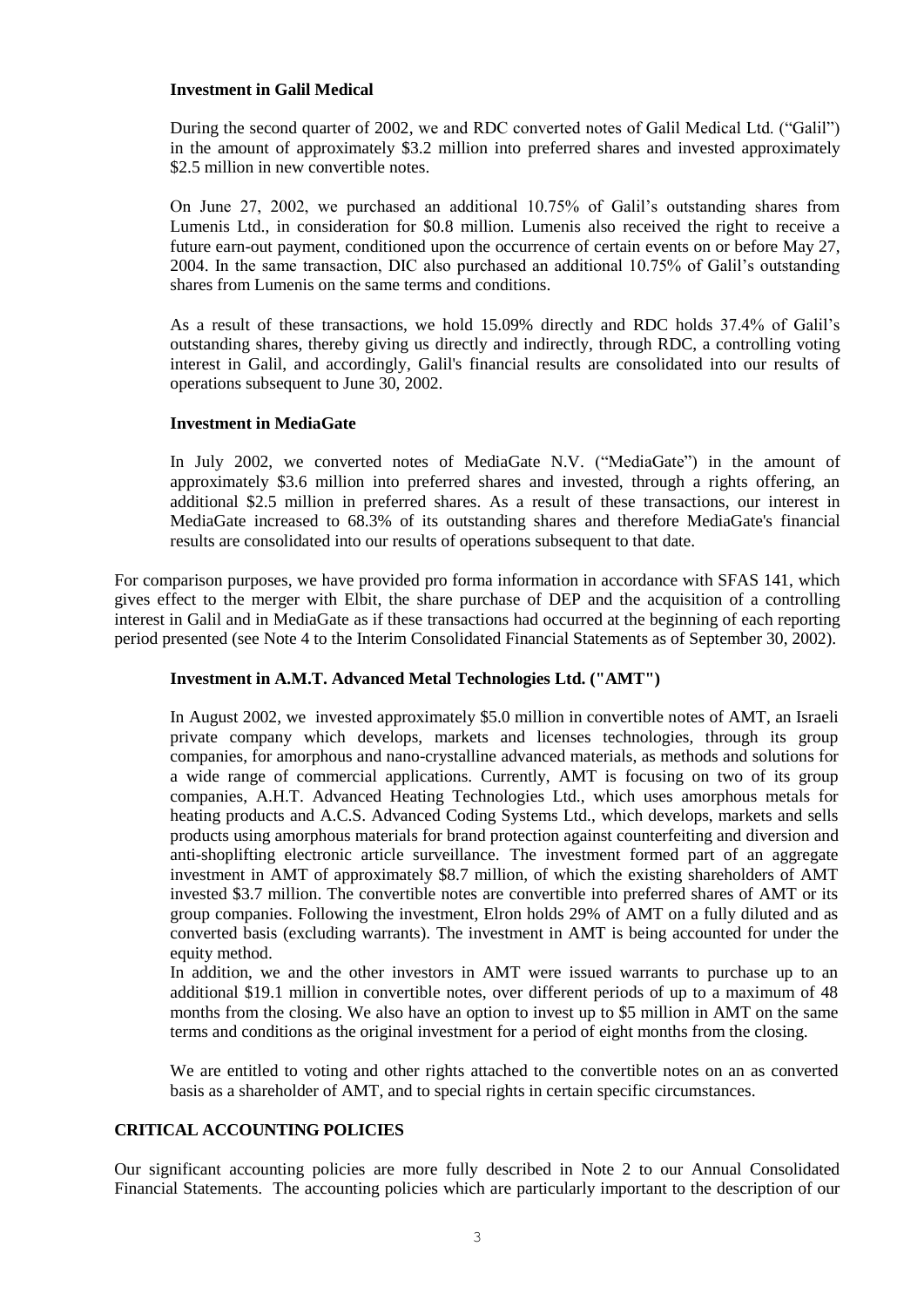**Investment in Galil Medical**

During the second quarter of 2002, we and RDC converted notes of Galil Medical Ltd. ("Galil") in the amount of approximately \$3.2 million into preferred shares and invested approximately \$2.5 million in new convertible notes.

On June 27, 2002, we purchased an additional 10.75% of Galil's outstanding shares from Lumenis Ltd., in consideration for \$0.8 million. Lumenis also received the right to receive a future earn-out payment, conditioned upon the occurrence of certain events on or before May 27, 2004. In the same transaction, DIC also purchased an additional 10.75% of Galil's outstanding shares from Lumenis on the same terms and conditions.

As a result of these transactions, we hold 15.09% directly and RDC holds 37.4% of Galil's outstanding shares, thereby giving us directly and indirectly, through RDC, a controlling voting interest in Galil, and accordingly, Galil's financial results are consolidated into our results of operations subsequent to June 30, 2002.

**Investment in MediaGate**

In July 2002, we converted notes of MediaGate N.V. ("MediaGate") in the amount of approximately \$3.6 million into preferred shares and invested, through a rights offering, an additional \$2.5 million in preferred shares. As a result of these transactions, our interest in MediaGate increased to 68.3% of its outstanding shares and therefore MediaGate's financial results are consolidated into our results of operations subsequent to that date.

For comparison purposes, we have provided pro forma information in accordance with SFAS 141, which gives effect to the merger with Elbit, the share purchase of DEP and the acquisition of a controlling interest in Galil and in MediaGate as if these transactions had occurred at the beginning of each reporting period presented (see Note 4 to the Interim Consolidated Financial Statements as of September 30, 2002).

**Investment in A.M.T. Advanced Metal Technologies Ltd. ("AMT")**

In August 2002, we invested approximately \$5.0 million in convertible notes of AMT, an Israeli private company which develops, markets and licenses technologies, through its group companies, for amorphous and nano-crystalline advanced materials, as methods and solutions for a wide range of commercial applications. Currently, AMT is focusing on two of its group companies, A.H.T. Advanced Heating Technologies Ltd., which uses amorphous metals for heating products and A.C.S. Advanced Coding Systems Ltd., which develops, markets and sells products using amorphous materials for brand protection against counterfeiting and diversion and anti-shoplifting electronic article surveillance. The investment formed part of an aggregate investment in AMT of approximately \$8.7 million, of which the existing shareholders of AMT invested \$3.7 million. The convertible notes are convertible into preferred shares of AMT or its group companies. Following the investment, Elron holds 29% of AMT on a fully diluted and as converted basis (excluding warrants). The investment in AMT is being accounted for under the equity method.

In addition, we and the other investors in AMT were issued warrants to purchase up to an additional \$19.1 million in convertible notes, over different periods of up to a maximum of 48 months from the closing. We also have an option to invest up to \$5 million in AMT on the same terms and conditions as the original investment for a period of eight months from the closing.

We are entitled to voting and other rights attached to the convertible notes on an as converted basis as a shareholder of AMT, and to special rights in certain specific circumstances.

## CRITICAL ACCOUNTING POLICIES

Our significant accounting policies are more fully described in Note 2 to our Annual Consolidated Financial Statements. The accounting policies which are particularly important to the description of our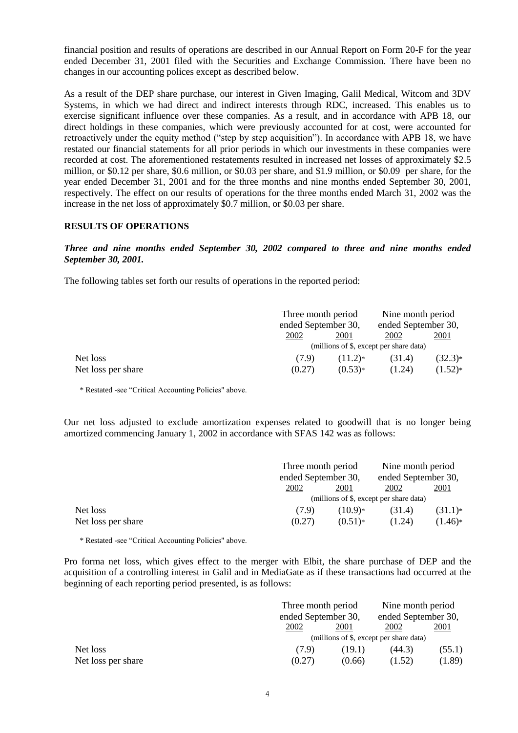financial position and results of operations are described in our Annual Report on Form 20-F for the year ended December 31, 2001 filed with the Securities and Exchange Commission. There have been no changes in our accounting polices except as described below.

As a result of the DEP share purchase, our interest in Given Imaging, Galil Medical, Witcom and 3DV Systems, in which we had direct and indirect interests through RDC, increased. This enables us to exercise significant influence over these companies. As a result, and in accordance with APB 18, our direct holdings in these companies, which were previously accounted for at cost, were accounted for retroactively under the equity method ("step by step acquisition"). In accordance with APB 18, we have restated our financial statements for all prior periods in which our investments in these companies were recorded at cost. The aforementioned restatements resulted in increased net losses of approximately $2.5 million, or $0.12 per share, $0.6 million, or $0.03 per share, and $1.9 million, or $0.09 per share, for the year ended December 31, 2001 and for the three months and nine months ended September 30, 2001, respectively. The effect on our results of operations for the three months ended March 31, 2002 was the increase in the net loss of approximately $0.7 million, or $0.03 per share.

## RESULTS OF OPERATIONS

***Three and nine months ended September 30, 2002 compared to three and nine months ended September 30, 2001.***

The following tables set forth our results of operations in the reported period:

| | Three month period ended September 30, | | Nine month period ended September 30, | |
|---|---|---|---|---|
| | 2002 | 2001 | 2002 | 2001 |
| | (millions of $, except per share data) | | | |
| Net loss | (7.9) | (11.2)* | (31.4) | (32.3)* |
| Net loss per share | (0.27) | (0.53)* | (1.24) | (1.52)* |

\* Restated -see "Critical Accounting Policies" above.

Our net loss adjusted to exclude amortization expenses related to goodwill that is no longer being amortized commencing January 1, 2002 in accordance with SFAS 142 was as follows:

| | Three month period ended September 30, | | Nine month period ended September 30, | |
|---|---|---|---|---|
| | 2002 | 2001 | 2002 | 2001 |
| | (millions of $, except per share data) | | | |
| Net loss | (7.9) | (10.9)* | (31.4) | (31.1)* |
| Net loss per share | (0.27) | (0.51)* | (1.24) | (1.46)* |

\* Restated -see "Critical Accounting Policies" above.

Pro forma net loss, which gives effect to the merger with Elbit, the share purchase of DEP and the acquisition of a controlling interest in Galil and in MediaGate as if these transactions had occurred at the beginning of each reporting period presented, is as follows:

| | Three month period ended September 30, | | Nine month period ended September 30, | |
|---|---|---|---|---|
| | 2002 | 2001 | 2002 | 2001 |
| | (millions of $, except per share data) | | | |
| Net loss | (7.9) | (19.1) | (44.3) | (55.1) |
| Net loss per share | (0.27) | (0.66) | (1.52) | (1.89) |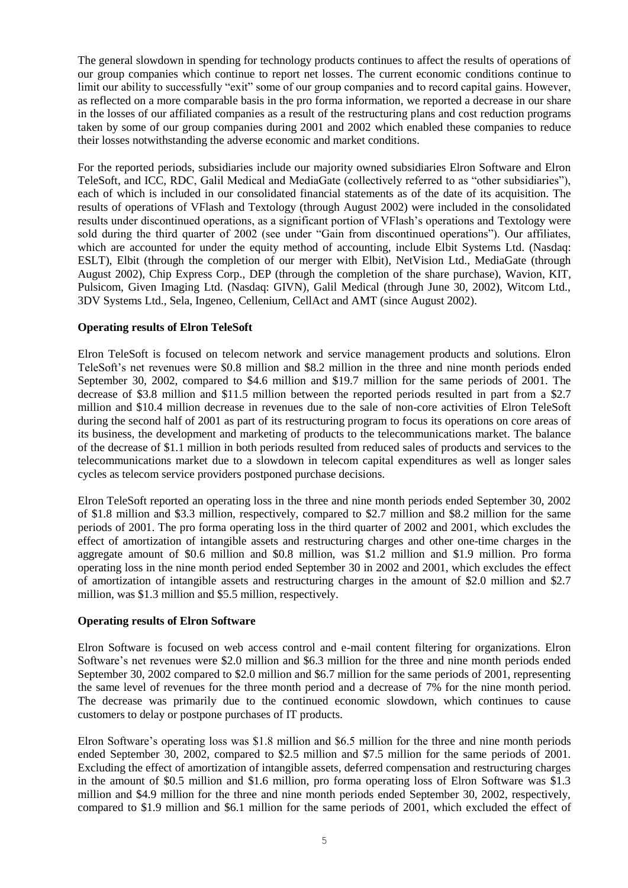The general slowdown in spending for technology products continues to affect the results of operations of our group companies which continue to report net losses. The current economic conditions continue to limit our ability to successfully "exit" some of our group companies and to record capital gains. However, as reflected on a more comparable basis in the pro forma information, we reported a decrease in our share in the losses of our affiliated companies as a result of the restructuring plans and cost reduction programs taken by some of our group companies during 2001 and 2002 which enabled these companies to reduce their losses notwithstanding the adverse economic and market conditions.

For the reported periods, subsidiaries include our majority owned subsidiaries Elron Software and Elron TeleSoft, and ICC, RDC, Galil Medical and MediaGate (collectively referred to as "other subsidiaries"), each of which is included in our consolidated financial statements as of the date of its acquisition. The results of operations of VFlash and Textology (through August 2002) were included in the consolidated results under discontinued operations, as a significant portion of VFlash's operations and Textology were sold during the third quarter of 2002 (see under "Gain from discontinued operations"). Our affiliates, which are accounted for under the equity method of accounting, include Elbit Systems Ltd. (Nasdaq: ESLT), Elbit (through the completion of our merger with Elbit), NetVision Ltd., MediaGate (through August 2002), Chip Express Corp., DEP (through the completion of the share purchase), Wavion, KIT, Pulsicom, Given Imaging Ltd. (Nasdaq: GIVN), Galil Medical (through June 30, 2002), Witcom Ltd., 3DV Systems Ltd., Sela, Ingeneo, Cellenium, CellAct and AMT (since August 2002).

**Operating results of Elron TeleSoft**

Elron TeleSoft is focused on telecom network and service management products and solutions. Elron TeleSoft's net revenues were \$0.8 million and \$8.2 million in the three and nine month periods ended September 30, 2002, compared to \$4.6 million and \$19.7 million for the same periods of 2001. The decrease of \$3.8 million and \$11.5 million between the reported periods resulted in part from a \$2.7 million and \$10.4 million decrease in revenues due to the sale of non-core activities of Elron TeleSoft during the second half of 2001 as part of its restructuring program to focus its operations on core areas of its business, the development and marketing of products to the telecommunications market. The balance of the decrease of \$1.1 million in both periods resulted from reduced sales of products and services to the telecommunications market due to a slowdown in telecom capital expenditures as well as longer sales cycles as telecom service providers postponed purchase decisions.

Elron TeleSoft reported an operating loss in the three and nine month periods ended September 30, 2002 of \$1.8 million and \$3.3 million, respectively, compared to \$2.7 million and \$8.2 million for the same periods of 2001. The pro forma operating loss in the third quarter of 2002 and 2001, which excludes the effect of amortization of intangible assets and restructuring charges and other one-time charges in the aggregate amount of \$0.6 million and \$0.8 million, was \$1.2 million and \$1.9 million. Pro forma operating loss in the nine month period ended September 30 in 2002 and 2001, which excludes the effect of amortization of intangible assets and restructuring charges in the amount of \$2.0 million and \$2.7 million, was \$1.3 million and \$5.5 million, respectively.

**Operating results of Elron Software**

Elron Software is focused on web access control and e-mail content filtering for organizations. Elron Software's net revenues were \$2.0 million and \$6.3 million for the three and nine month periods ended September 30, 2002 compared to \$2.0 million and \$6.7 million for the same periods of 2001, representing the same level of revenues for the three month period and a decrease of 7% for the nine month period. The decrease was primarily due to the continued economic slowdown, which continues to cause customers to delay or postpone purchases of IT products.

Elron Software's operating loss was \$1.8 million and \$6.5 million for the three and nine month periods ended September 30, 2002, compared to \$2.5 million and \$7.5 million for the same periods of 2001. Excluding the effect of amortization of intangible assets, deferred compensation and restructuring charges in the amount of \$0.5 million and \$1.6 million, pro forma operating loss of Elron Software was \$1.3 million and \$4.9 million for the three and nine month periods ended September 30, 2002, respectively, compared to \$1.9 million and \$6.1 million for the same periods of 2001, which excluded the effect of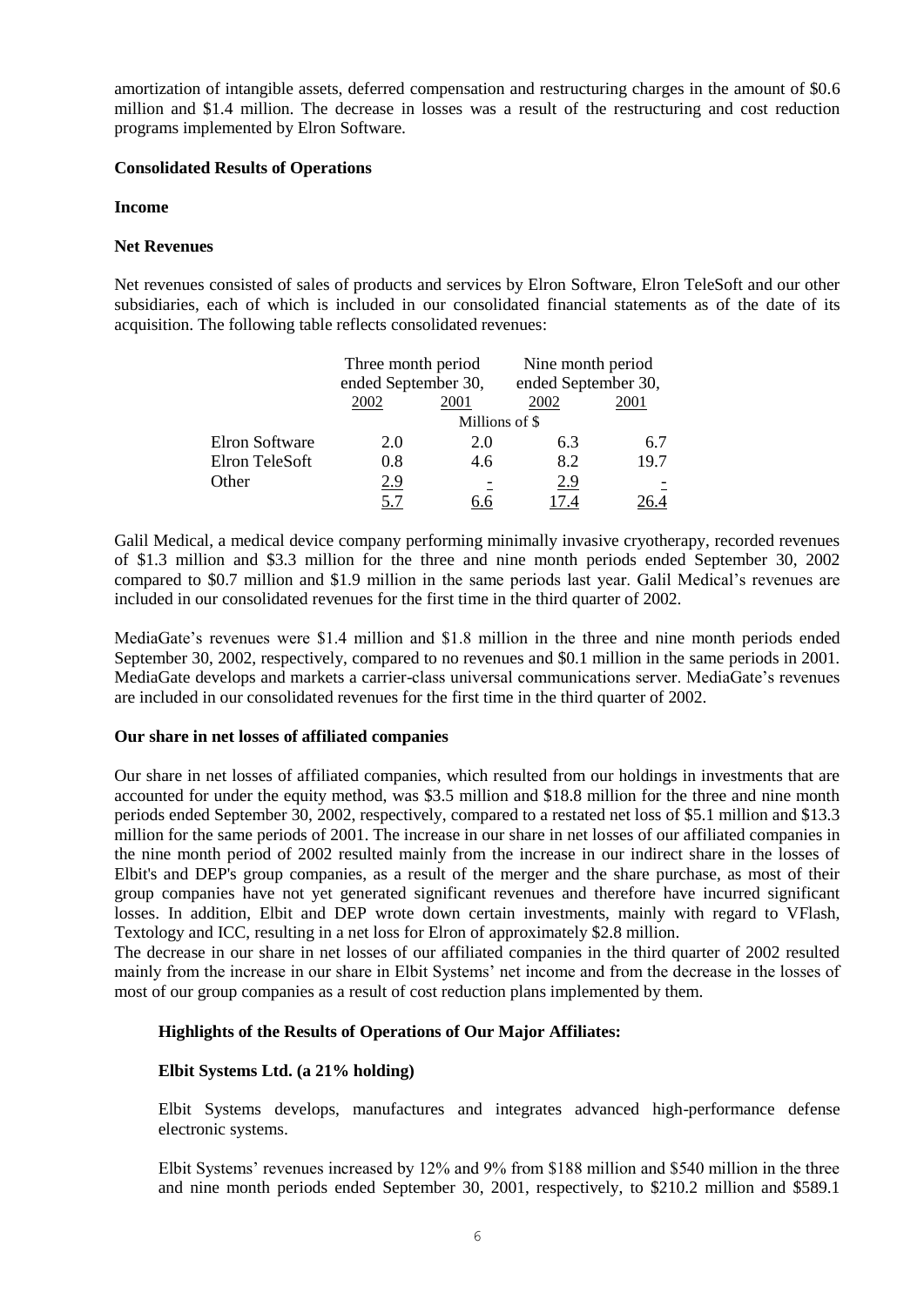amortization of intangible assets, deferred compensation and restructuring charges in the amount of $0.6 million and $1.4 million. The decrease in losses was a result of the restructuring and cost reduction programs implemented by Elron Software.

**Consolidated Results of Operations**

**Income**

**Net Revenues**

Net revenues consisted of sales of products and services by Elron Software, Elron TeleSoft and our other subsidiaries, each of which is included in our consolidated financial statements as of the date of its acquisition. The following table reflects consolidated revenues:

| | Three month period ended September 30, | | Nine month period ended September 30, | |
|---|---|---|---|---|
| | 2002 | 2001 | 2002 | 2001 |
| | Millions of $ | | | |
| Elron Software | 2.0 | 2.0 | 6.3 | 6.7 |
| Elron TeleSoft | 0.8 | 4.6 | 8.2 | 19.7 |
| Other | 2.9 | - | 2.9 | - |
| | 5.7 | 6.6 | 17.4 | 26.4 |

Galil Medical, a medical device company performing minimally invasive cryotherapy, recorded revenues of $1.3 million and $3.3 million for the three and nine month periods ended September 30, 2002 compared to $0.7 million and $1.9 million in the same periods last year. Galil Medical's revenues are included in our consolidated revenues for the first time in the third quarter of 2002.

MediaGate's revenues were $1.4 million and $1.8 million in the three and nine month periods ended September 30, 2002, respectively, compared to no revenues and $0.1 million in the same periods in 2001. MediaGate develops and markets a carrier-class universal communications server. MediaGate's revenues are included in our consolidated revenues for the first time in the third quarter of 2002.

**Our share in net losses of affiliated companies**

Our share in net losses of affiliated companies, which resulted from our holdings in investments that are accounted for under the equity method, was $3.5 million and $18.8 million for the three and nine month periods ended September 30, 2002, respectively, compared to a restated net loss of $5.1 million and $13.3 million for the same periods of 2001. The increase in our share in net losses of our affiliated companies in the nine month period of 2002 resulted mainly from the increase in our indirect share in the losses of Elbit's and DEP's group companies, as a result of the merger and the share purchase, as most of their group companies have not yet generated significant revenues and therefore have incurred significant losses. In addition, Elbit and DEP wrote down certain investments, mainly with regard to VFlash, Textology and ICC, resulting in a net loss for Elron of approximately $2.8 million.

The decrease in our share in net losses of our affiliated companies in the third quarter of 2002 resulted mainly from the increase in our share in Elbit Systems' net income and from the decrease in the losses of most of our group companies as a result of cost reduction plans implemented by them.

**Highlights of the Results of Operations of Our Major Affiliates:**

**Elbit Systems Ltd. (a 21% holding)**

Elbit Systems develops, manufactures and integrates advanced high-performance defense electronic systems.

Elbit Systems' revenues increased by 12% and 9% from $188 million and $540 million in the three and nine month periods ended September 30, 2001, respectively, to $210.2 million and $589.1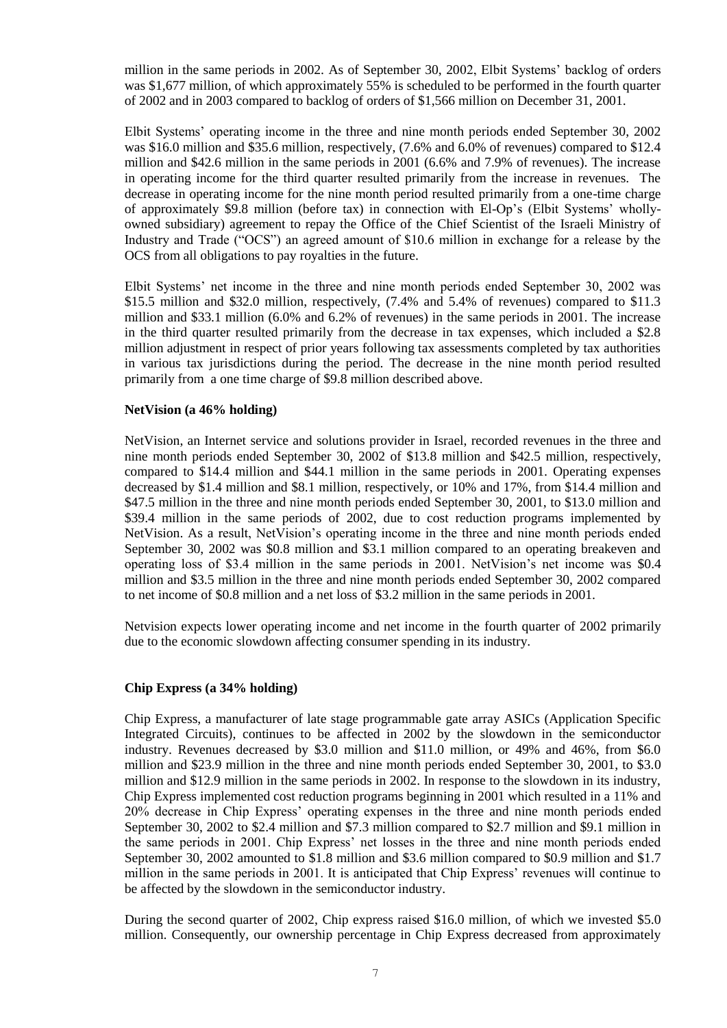million in the same periods in 2002. As of September 30, 2002, Elbit Systems' backlog of orders was $1,677 million, of which approximately 55% is scheduled to be performed in the fourth quarter of 2002 and in 2003 compared to backlog of orders of $1,566 million on December 31, 2001.

Elbit Systems' operating income in the three and nine month periods ended September 30, 2002 was $16.0 million and $35.6 million, respectively, (7.6% and 6.0% of revenues) compared to $12.4 million and $42.6 million in the same periods in 2001 (6.6% and 7.9% of revenues). The increase in operating income for the third quarter resulted primarily from the increase in revenues. The decrease in operating income for the nine month period resulted primarily from a one-time charge of approximately $9.8 million (before tax) in connection with El-Op's (Elbit Systems' wholly-owned subsidiary) agreement to repay the Office of the Chief Scientist of the Israeli Ministry of Industry and Trade ("OCS") an agreed amount of $10.6 million in exchange for a release by the OCS from all obligations to pay royalties in the future.

Elbit Systems' net income in the three and nine month periods ended September 30, 2002 was $15.5 million and $32.0 million, respectively, (7.4% and 5.4% of revenues) compared to $11.3 million and $33.1 million (6.0% and 6.2% of revenues) in the same periods in 2001. The increase in the third quarter resulted primarily from the decrease in tax expenses, which included a $2.8 million adjustment in respect of prior years following tax assessments completed by tax authorities in various tax jurisdictions during the period. The decrease in the nine month period resulted primarily from a one time charge of $9.8 million described above.

**NetVision (a 46% holding)**

NetVision, an Internet service and solutions provider in Israel, recorded revenues in the three and nine month periods ended September 30, 2002 of $13.8 million and $42.5 million, respectively, compared to $14.4 million and $44.1 million in the same periods in 2001. Operating expenses decreased by $1.4 million and $8.1 million, respectively, or 10% and 17%, from $14.4 million and $47.5 million in the three and nine month periods ended September 30, 2001, to $13.0 million and $39.4 million in the same periods of 2002, due to cost reduction programs implemented by NetVision. As a result, NetVision's operating income in the three and nine month periods ended September 30, 2002 was $0.8 million and $3.1 million compared to an operating breakeven and operating loss of $3.4 million in the same periods in 2001. NetVision's net income was $0.4 million and $3.5 million in the three and nine month periods ended September 30, 2002 compared to net income of $0.8 million and a net loss of $3.2 million in the same periods in 2001.

Netvision expects lower operating income and net income in the fourth quarter of 2002 primarily due to the economic slowdown affecting consumer spending in its industry.

**Chip Express (a 34% holding)**

Chip Express, a manufacturer of late stage programmable gate array ASICs (Application Specific Integrated Circuits), continues to be affected in 2002 by the slowdown in the semiconductor industry. Revenues decreased by $3.0 million and $11.0 million, or 49% and 46%, from $6.0 million and $23.9 million in the three and nine month periods ended September 30, 2001, to $3.0 million and $12.9 million in the same periods in 2002. In response to the slowdown in its industry, Chip Express implemented cost reduction programs beginning in 2001 which resulted in a 11% and 20% decrease in Chip Express' operating expenses in the three and nine month periods ended September 30, 2002 to $2.4 million and $7.3 million compared to $2.7 million and $9.1 million in the same periods in 2001. Chip Express' net losses in the three and nine month periods ended September 30, 2002 amounted to $1.8 million and $3.6 million compared to $0.9 million and $1.7 million in the same periods in 2001. It is anticipated that Chip Express' revenues will continue to be affected by the slowdown in the semiconductor industry.

During the second quarter of 2002, Chip express raised $16.0 million, of which we invested $5.0 million. Consequently, our ownership percentage in Chip Express decreased from approximately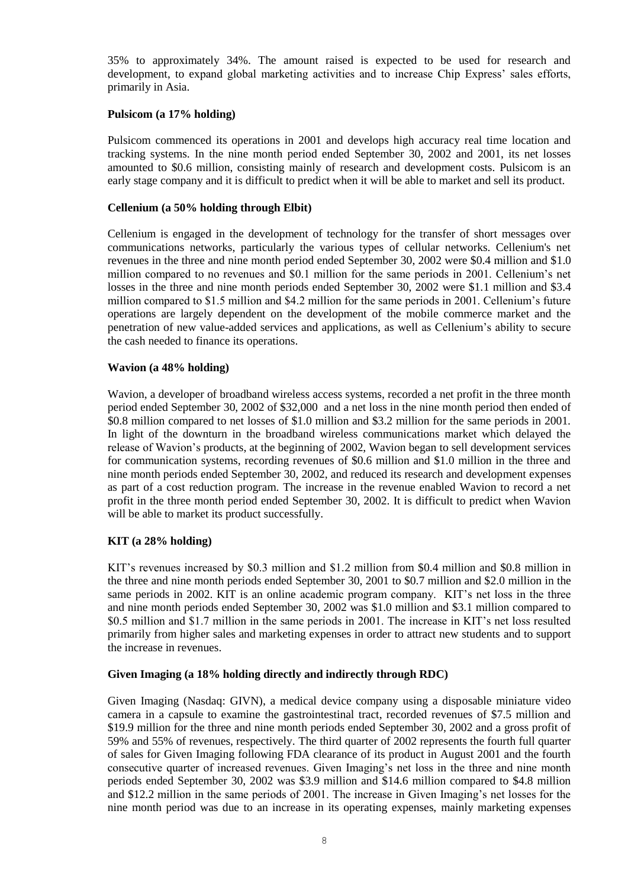35% to approximately 34%. The amount raised is expected to be used for research and development, to expand global marketing activities and to increase Chip Express' sales efforts, primarily in Asia.

**Pulsicom (a 17% holding)**

Pulsicom commenced its operations in 2001 and develops high accuracy real time location and tracking systems. In the nine month period ended September 30, 2002 and 2001, its net losses amounted to \$0.6 million, consisting mainly of research and development costs. Pulsicom is an early stage company and it is difficult to predict when it will be able to market and sell its product.

**Cellenium (a 50% holding through Elbit)**

Cellenium is engaged in the development of technology for the transfer of short messages over communications networks, particularly the various types of cellular networks. Cellenium's net revenues in the three and nine month period ended September 30, 2002 were \$0.4 million and \$1.0 million compared to no revenues and \$0.1 million for the same periods in 2001. Cellenium's net losses in the three and nine month periods ended September 30, 2002 were \$1.1 million and \$3.4 million compared to \$1.5 million and \$4.2 million for the same periods in 2001. Cellenium's future operations are largely dependent on the development of the mobile commerce market and the penetration of new value-added services and applications, as well as Cellenium's ability to secure the cash needed to finance its operations.

**Wavion (a 48% holding)**

Wavion, a developer of broadband wireless access systems, recorded a net profit in the three month period ended September 30, 2002 of \$32,000 and a net loss in the nine month period then ended of \$0.8 million compared to net losses of \$1.0 million and \$3.2 million for the same periods in 2001. In light of the downturn in the broadband wireless communications market which delayed the release of Wavion's products, at the beginning of 2002, Wavion began to sell development services for communication systems, recording revenues of \$0.6 million and \$1.0 million in the three and nine month periods ended September 30, 2002, and reduced its research and development expenses as part of a cost reduction program. The increase in the revenue enabled Wavion to record a net profit in the three month period ended September 30, 2002. It is difficult to predict when Wavion will be able to market its product successfully.

**KIT (a 28% holding)**

KIT's revenues increased by \$0.3 million and \$1.2 million from \$0.4 million and \$0.8 million in the three and nine month periods ended September 30, 2001 to \$0.7 million and \$2.0 million in the same periods in 2002. KIT is an online academic program company. KIT's net loss in the three and nine month periods ended September 30, 2002 was \$1.0 million and \$3.1 million compared to \$0.5 million and \$1.7 million in the same periods in 2001. The increase in KIT's net loss resulted primarily from higher sales and marketing expenses in order to attract new students and to support the increase in revenues.

**Given Imaging (a 18% holding directly and indirectly through RDC)**

Given Imaging (Nasdaq: GIVN), a medical device company using a disposable miniature video camera in a capsule to examine the gastrointestinal tract, recorded revenues of \$7.5 million and \$19.9 million for the three and nine month periods ended September 30, 2002 and a gross profit of 59% and 55% of revenues, respectively. The third quarter of 2002 represents the fourth full quarter of sales for Given Imaging following FDA clearance of its product in August 2001 and the fourth consecutive quarter of increased revenues. Given Imaging's net loss in the three and nine month periods ended September 30, 2002 was \$3.9 million and \$14.6 million compared to \$4.8 million and \$12.2 million in the same periods of 2001. The increase in Given Imaging's net losses for the nine month period was due to an increase in its operating expenses, mainly marketing expenses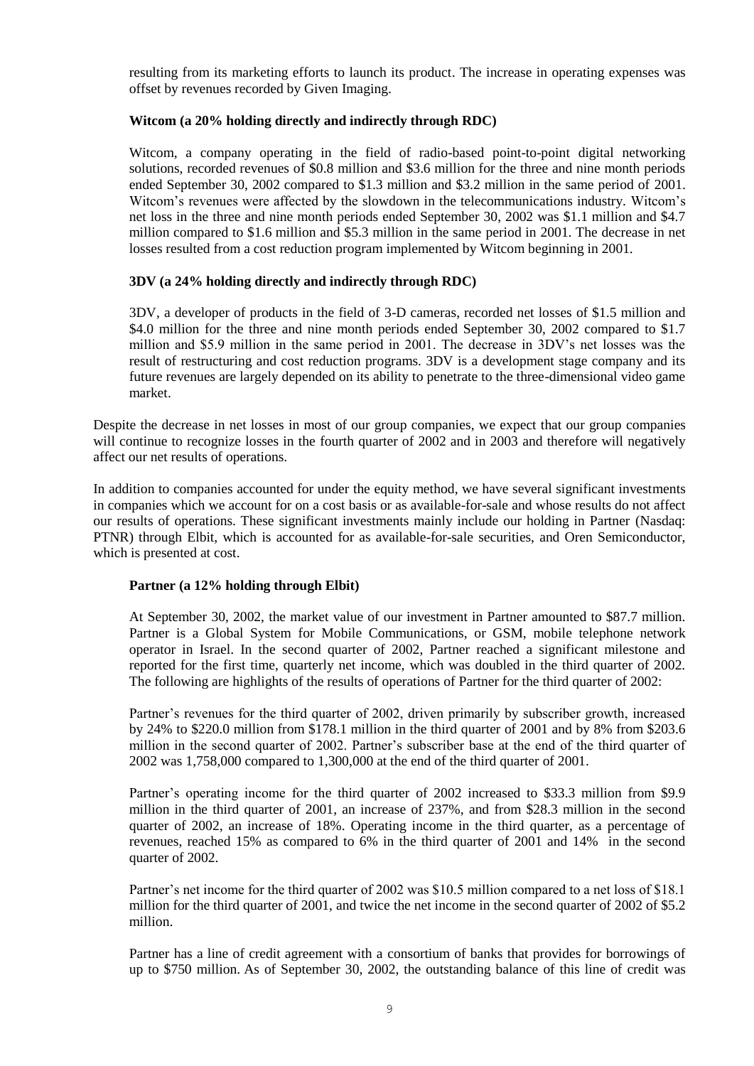resulting from its marketing efforts to launch its product. The increase in operating expenses was offset by revenues recorded by Given Imaging.

**Witcom (a 20% holding directly and indirectly through RDC)**

Witcom, a company operating in the field of radio-based point-to-point digital networking solutions, recorded revenues of \$0.8 million and \$3.6 million for the three and nine month periods ended September 30, 2002 compared to \$1.3 million and \$3.2 million in the same period of 2001. Witcom's revenues were affected by the slowdown in the telecommunications industry. Witcom's net loss in the three and nine month periods ended September 30, 2002 was \$1.1 million and \$4.7 million compared to \$1.6 million and \$5.3 million in the same period in 2001. The decrease in net losses resulted from a cost reduction program implemented by Witcom beginning in 2001.

**3DV (a 24% holding directly and indirectly through RDC)**

3DV, a developer of products in the field of 3-D cameras, recorded net losses of \$1.5 million and \$4.0 million for the three and nine month periods ended September 30, 2002 compared to \$1.7 million and \$5.9 million in the same period in 2001. The decrease in 3DV's net losses was the result of restructuring and cost reduction programs. 3DV is a development stage company and its future revenues are largely depended on its ability to penetrate to the three-dimensional video game market.

Despite the decrease in net losses in most of our group companies, we expect that our group companies will continue to recognize losses in the fourth quarter of 2002 and in 2003 and therefore will negatively affect our net results of operations.

In addition to companies accounted for under the equity method, we have several significant investments in companies which we account for on a cost basis or as available-for-sale and whose results do not affect our results of operations. These significant investments mainly include our holding in Partner (Nasdaq: PTNR) through Elbit, which is accounted for as available-for-sale securities, and Oren Semiconductor, which is presented at cost.

**Partner (a 12% holding through Elbit)**

At September 30, 2002, the market value of our investment in Partner amounted to \$87.7 million. Partner is a Global System for Mobile Communications, or GSM, mobile telephone network operator in Israel. In the second quarter of 2002, Partner reached a significant milestone and reported for the first time, quarterly net income, which was doubled in the third quarter of 2002. The following are highlights of the results of operations of Partner for the third quarter of 2002:

Partner's revenues for the third quarter of 2002, driven primarily by subscriber growth, increased by 24% to \$220.0 million from \$178.1 million in the third quarter of 2001 and by 8% from \$203.6 million in the second quarter of 2002. Partner's subscriber base at the end of the third quarter of 2002 was 1,758,000 compared to 1,300,000 at the end of the third quarter of 2001.

Partner's operating income for the third quarter of 2002 increased to \$33.3 million from \$9.9 million in the third quarter of 2001, an increase of 237%, and from \$28.3 million in the second quarter of 2002, an increase of 18%. Operating income in the third quarter, as a percentage of revenues, reached 15% as compared to 6% in the third quarter of 2001 and 14% in the second quarter of 2002.

Partner's net income for the third quarter of 2002 was \$10.5 million compared to a net loss of \$18.1 million for the third quarter of 2001, and twice the net income in the second quarter of 2002 of \$5.2 million.

Partner has a line of credit agreement with a consortium of banks that provides for borrowings of up to \$750 million. As of September 30, 2002, the outstanding balance of this line of credit was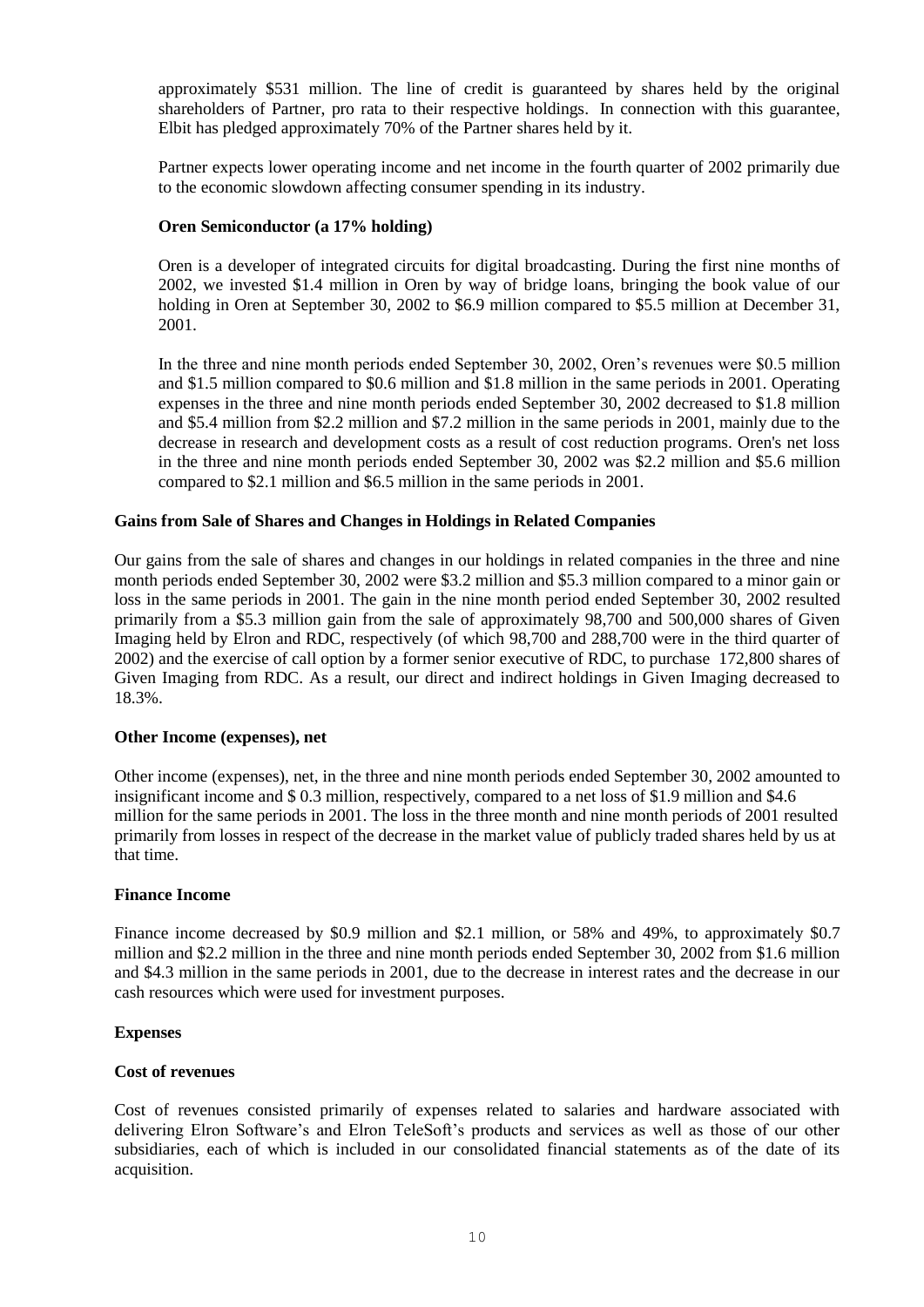approximately $531 million. The line of credit is guaranteed by shares held by the original shareholders of Partner, pro rata to their respective holdings. In connection with this guarantee, Elbit has pledged approximately 70% of the Partner shares held by it.

Partner expects lower operating income and net income in the fourth quarter of 2002 primarily due to the economic slowdown affecting consumer spending in its industry.

**Oren Semiconductor (a 17% holding)**

Oren is a developer of integrated circuits for digital broadcasting. During the first nine months of 2002, we invested $1.4 million in Oren by way of bridge loans, bringing the book value of our holding in Oren at September 30, 2002 to $6.9 million compared to $5.5 million at December 31, 2001.

In the three and nine month periods ended September 30, 2002, Oren's revenues were $0.5 million and $1.5 million compared to $0.6 million and $1.8 million in the same periods in 2001. Operating expenses in the three and nine month periods ended September 30, 2002 decreased to $1.8 million and $5.4 million from $2.2 million and $7.2 million in the same periods in 2001, mainly due to the decrease in research and development costs as a result of cost reduction programs. Oren's net loss in the three and nine month periods ended September 30, 2002 was $2.2 million and $5.6 million compared to $2.1 million and $6.5 million in the same periods in 2001.

**Gains from Sale of Shares and Changes in Holdings in Related Companies**

Our gains from the sale of shares and changes in our holdings in related companies in the three and nine month periods ended September 30, 2002 were $3.2 million and $5.3 million compared to a minor gain or loss in the same periods in 2001. The gain in the nine month period ended September 30, 2002 resulted primarily from a $5.3 million gain from the sale of approximately 98,700 and 500,000 shares of Given Imaging held by Elron and RDC, respectively (of which 98,700 and 288,700 were in the third quarter of 2002) and the exercise of call option by a former senior executive of RDC, to purchase 172,800 shares of Given Imaging from RDC. As a result, our direct and indirect holdings in Given Imaging decreased to 18.3%.

**Other Income (expenses), net**

Other income (expenses), net, in the three and nine month periods ended September 30, 2002 amounted to insignificant income and $ 0.3 million, respectively, compared to a net loss of $1.9 million and $4.6 million for the same periods in 2001. The loss in the three month and nine month periods of 2001 resulted primarily from losses in respect of the decrease in the market value of publicly traded shares held by us at that time.

**Finance Income**

Finance income decreased by $0.9 million and $2.1 million, or 58% and 49%, to approximately $0.7 million and $2.2 million in the three and nine month periods ended September 30, 2002 from $1.6 million and $4.3 million in the same periods in 2001, due to the decrease in interest rates and the decrease in our cash resources which were used for investment purposes.

**Expenses**

**Cost of revenues**

Cost of revenues consisted primarily of expenses related to salaries and hardware associated with delivering Elron Software's and Elron TeleSoft's products and services as well as those of our other subsidiaries, each of which is included in our consolidated financial statements as of the date of its acquisition.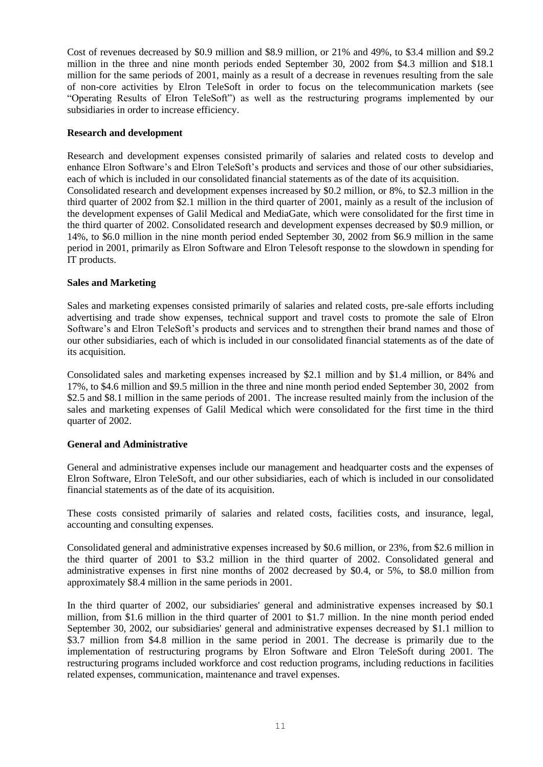Cost of revenues decreased by $0.9 million and $8.9 million, or 21% and 49%, to $3.4 million and $9.2 million in the three and nine month periods ended September 30, 2002 from $4.3 million and $18.1 million for the same periods of 2001, mainly as a result of a decrease in revenues resulting from the sale of non-core activities by Elron TeleSoft in order to focus on the telecommunication markets (see "Operating Results of Elron TeleSoft") as well as the restructuring programs implemented by our subsidiaries in order to increase efficiency.

**Research and development**

Research and development expenses consisted primarily of salaries and related costs to develop and enhance Elron Software's and Elron TeleSoft's products and services and those of our other subsidiaries, each of which is included in our consolidated financial statements as of the date of its acquisition.
Consolidated research and development expenses increased by $0.2 million, or 8%, to $2.3 million in the third quarter of 2002 from $2.1 million in the third quarter of 2001, mainly as a result of the inclusion of the development expenses of Galil Medical and MediaGate, which were consolidated for the first time in the third quarter of 2002. Consolidated research and development expenses decreased by $0.9 million, or 14%, to $6.0 million in the nine month period ended September 30, 2002 from $6.9 million in the same period in 2001, primarily as Elron Software and Elron Telesoft response to the slowdown in spending for IT products.

**Sales and Marketing**

Sales and marketing expenses consisted primarily of salaries and related costs, pre-sale efforts including advertising and trade show expenses, technical support and travel costs to promote the sale of Elron Software's and Elron TeleSoft's products and services and to strengthen their brand names and those of our other subsidiaries, each of which is included in our consolidated financial statements as of the date of its acquisition.

Consolidated sales and marketing expenses increased by $2.1 million and by $1.4 million, or 84% and 17%, to $4.6 million and $9.5 million in the three and nine month period ended September 30, 2002 from $2.5 and $8.1 million in the same periods of 2001. The increase resulted mainly from the inclusion of the sales and marketing expenses of Galil Medical which were consolidated for the first time in the third quarter of 2002.

**General and Administrative**

General and administrative expenses include our management and headquarter costs and the expenses of Elron Software, Elron TeleSoft, and our other subsidiaries, each of which is included in our consolidated financial statements as of the date of its acquisition.

These costs consisted primarily of salaries and related costs, facilities costs, and insurance, legal, accounting and consulting expenses.

Consolidated general and administrative expenses increased by $0.6 million, or 23%, from $2.6 million in the third quarter of 2001 to $3.2 million in the third quarter of 2002. Consolidated general and administrative expenses in first nine months of 2002 decreased by $0.4, or 5%, to $8.0 million from approximately $8.4 million in the same periods in 2001.

In the third quarter of 2002, our subsidiaries' general and administrative expenses increased by $0.1 million, from $1.6 million in the third quarter of 2001 to $1.7 million. In the nine month period ended September 30, 2002, our subsidiaries' general and administrative expenses decreased by $1.1 million to $3.7 million from $4.8 million in the same period in 2001. The decrease is primarily due to the implementation of restructuring programs by Elron Software and Elron TeleSoft during 2001. The restructuring programs included workforce and cost reduction programs, including reductions in facilities related expenses, communication, maintenance and travel expenses.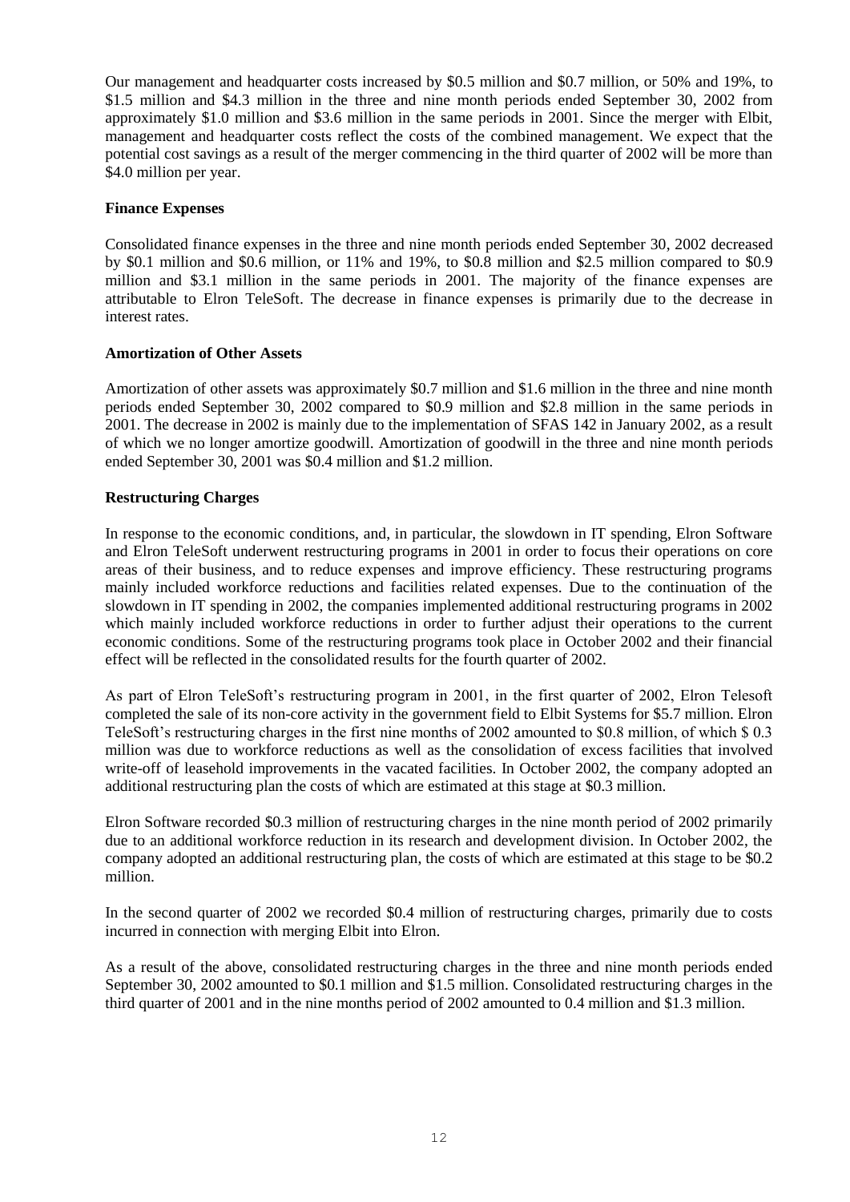Our management and headquarter costs increased by $0.5 million and $0.7 million, or 50% and 19%, to $1.5 million and $4.3 million in the three and nine month periods ended September 30, 2002 from approximately $1.0 million and $3.6 million in the same periods in 2001. Since the merger with Elbit, management and headquarter costs reflect the costs of the combined management. We expect that the potential cost savings as a result of the merger commencing in the third quarter of 2002 will be more than $4.0 million per year.

**Finance Expenses**

Consolidated finance expenses in the three and nine month periods ended September 30, 2002 decreased by $0.1 million and $0.6 million, or 11% and 19%, to $0.8 million and $2.5 million compared to $0.9 million and $3.1 million in the same periods in 2001. The majority of the finance expenses are attributable to Elron TeleSoft. The decrease in finance expenses is primarily due to the decrease in interest rates.

**Amortization of Other Assets**

Amortization of other assets was approximately $0.7 million and $1.6 million in the three and nine month periods ended September 30, 2002 compared to $0.9 million and $2.8 million in the same periods in 2001. The decrease in 2002 is mainly due to the implementation of SFAS 142 in January 2002, as a result of which we no longer amortize goodwill. Amortization of goodwill in the three and nine month periods ended September 30, 2001 was $0.4 million and $1.2 million.

**Restructuring Charges**

In response to the economic conditions, and, in particular, the slowdown in IT spending, Elron Software and Elron TeleSoft underwent restructuring programs in 2001 in order to focus their operations on core areas of their business, and to reduce expenses and improve efficiency. These restructuring programs mainly included workforce reductions and facilities related expenses. Due to the continuation of the slowdown in IT spending in 2002, the companies implemented additional restructuring programs in 2002 which mainly included workforce reductions in order to further adjust their operations to the current economic conditions. Some of the restructuring programs took place in October 2002 and their financial effect will be reflected in the consolidated results for the fourth quarter of 2002.

As part of Elron TeleSoft's restructuring program in 2001, in the first quarter of 2002, Elron Telesoft completed the sale of its non-core activity in the government field to Elbit Systems for $5.7 million. Elron TeleSoft's restructuring charges in the first nine months of 2002 amounted to $0.8 million, of which $ 0.3 million was due to workforce reductions as well as the consolidation of excess facilities that involved write-off of leasehold improvements in the vacated facilities. In October 2002, the company adopted an additional restructuring plan the costs of which are estimated at this stage at $0.3 million.

Elron Software recorded $0.3 million of restructuring charges in the nine month period of 2002 primarily due to an additional workforce reduction in its research and development division. In October 2002, the company adopted an additional restructuring plan, the costs of which are estimated at this stage to be $0.2 million.

In the second quarter of 2002 we recorded $0.4 million of restructuring charges, primarily due to costs incurred in connection with merging Elbit into Elron.

As a result of the above, consolidated restructuring charges in the three and nine month periods ended September 30, 2002 amounted to $0.1 million and $1.5 million. Consolidated restructuring charges in the third quarter of 2001 and in the nine months period of 2002 amounted to 0.4 million and $1.3 million.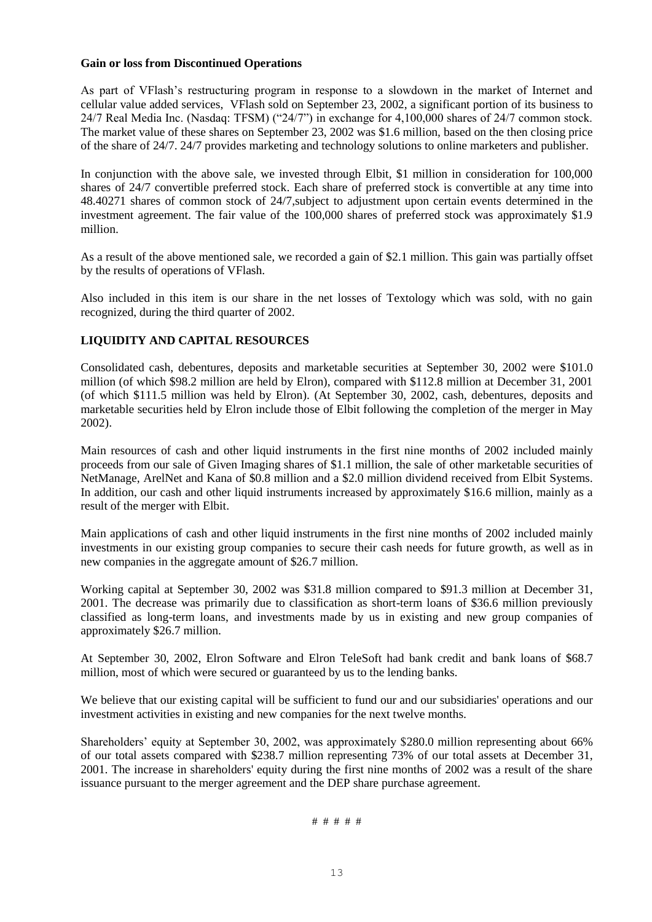**Gain or loss from Discontinued Operations**

As part of VFlash's restructuring program in response to a slowdown in the market of Internet and cellular value added services, VFlash sold on September 23, 2002, a significant portion of its business to 24/7 Real Media Inc. (Nasdaq: TFSM) ("24/7") in exchange for 4,100,000 shares of 24/7 common stock. The market value of these shares on September 23, 2002 was $1.6 million, based on the then closing price of the share of 24/7. 24/7 provides marketing and technology solutions to online marketers and publisher.

In conjunction with the above sale, we invested through Elbit, $1 million in consideration for 100,000 shares of 24/7 convertible preferred stock. Each share of preferred stock is convertible at any time into 48.40271 shares of common stock of 24/7,subject to adjustment upon certain events determined in the investment agreement. The fair value of the 100,000 shares of preferred stock was approximately $1.9 million.

As a result of the above mentioned sale, we recorded a gain of $2.1 million. This gain was partially offset by the results of operations of VFlash.

Also included in this item is our share in the net losses of Textology which was sold, with no gain recognized, during the third quarter of 2002.

**LIQUIDITY AND CAPITAL RESOURCES**

Consolidated cash, debentures, deposits and marketable securities at September 30, 2002 were $101.0 million (of which $98.2 million are held by Elron), compared with $112.8 million at December 31, 2001 (of which $111.5 million was held by Elron). (At September 30, 2002, cash, debentures, deposits and marketable securities held by Elron include those of Elbit following the completion of the merger in May 2002).

Main resources of cash and other liquid instruments in the first nine months of 2002 included mainly proceeds from our sale of Given Imaging shares of $1.1 million, the sale of other marketable securities of NetManage, ArelNet and Kana of $0.8 million and a $2.0 million dividend received from Elbit Systems. In addition, our cash and other liquid instruments increased by approximately $16.6 million, mainly as a result of the merger with Elbit.

Main applications of cash and other liquid instruments in the first nine months of 2002 included mainly investments in our existing group companies to secure their cash needs for future growth, as well as in new companies in the aggregate amount of $26.7 million.

Working capital at September 30, 2002 was $31.8 million compared to $91.3 million at December 31, 2001. The decrease was primarily due to classification as short-term loans of $36.6 million previously classified as long-term loans, and investments made by us in existing and new group companies of approximately $26.7 million.

At September 30, 2002, Elron Software and Elron TeleSoft had bank credit and bank loans of $68.7 million, most of which were secured or guaranteed by us to the lending banks.

We believe that our existing capital will be sufficient to fund our and our subsidiaries' operations and our investment activities in existing and new companies for the next twelve months.

Shareholders' equity at September 30, 2002, was approximately $280.0 million representing about 66% of our total assets compared with $238.7 million representing 73% of our total assets at December 31, 2001. The increase in shareholders' equity during the first nine months of 2002 was a result of the share issuance pursuant to the merger agreement and the DEP share purchase agreement.

# # # # #